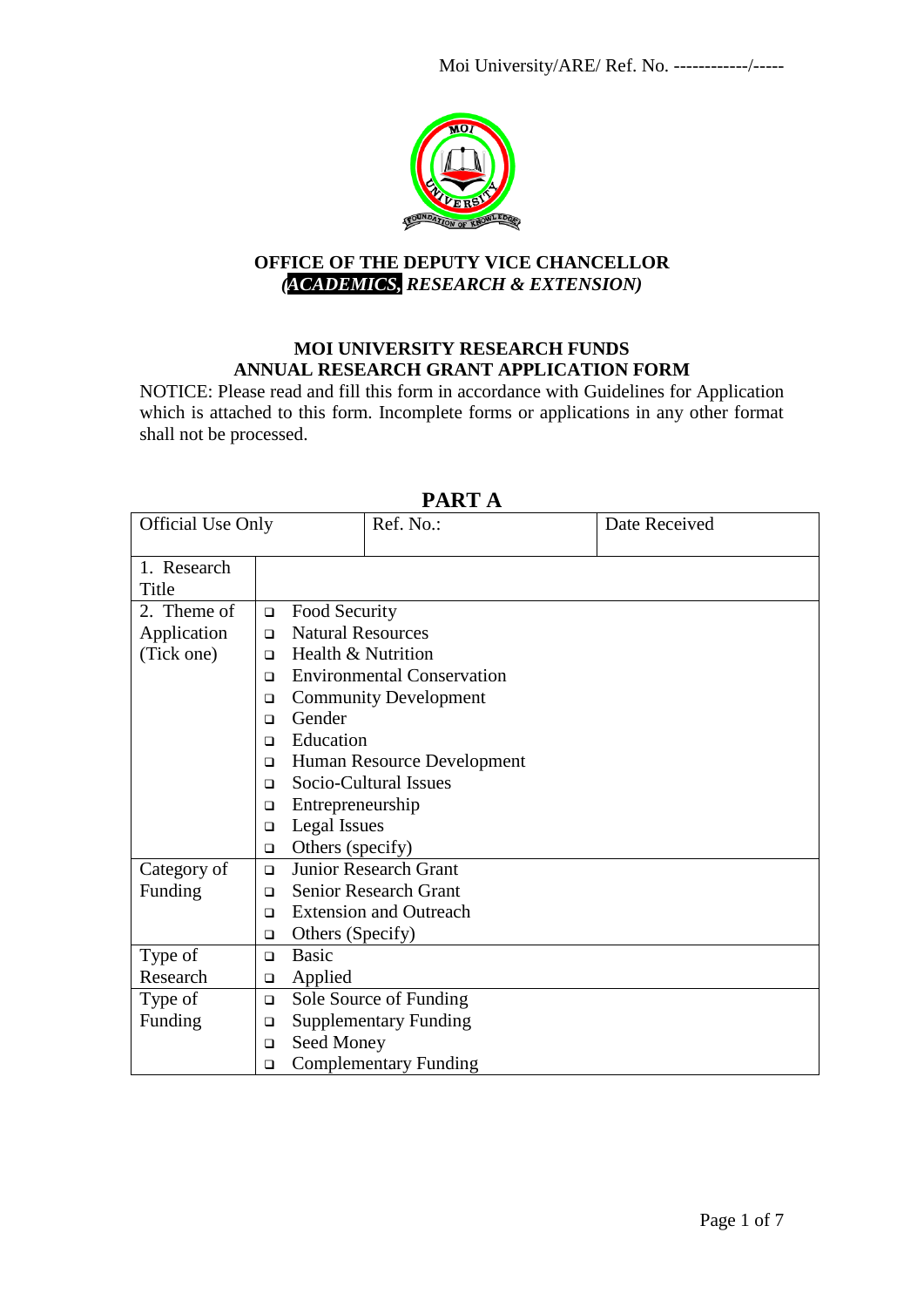Moi University/ARE/ Ref. No. ------------/-----

**OFFICE OF THE DEPUTY VICE CHANCELLOR**
***(ACADEMICS, RESEARCH & EXTENSION)***

**MOI UNIVERSITY RESEARCH FUNDS**
**ANNUAL RESEARCH GRANT APPLICATION FORM**

NOTICE: Please read and fill this form in accordance with Guidelines for Application which is attached to this form. Incomplete forms or applications in any other format shall not be processed.

## PART A

| Official Use Only | Ref. No.: | Date Received |
| --- | --- | --- |

| | |
| --- | --- |
| 1. Research Title | |
| 2. Theme of Application (Tick one) | ❑ Food Security<br>❑ Natural Resources<br>❑ Health & Nutrition<br>❑ Environmental Conservation<br>❑ Community Development<br>❑ Gender<br>❑ Education<br>❑ Human Resource Development<br>❑ Socio-Cultural Issues<br>❑ Entrepreneurship<br>❑ Legal Issues<br>❑ Others (specify) |
| Category of Funding | ❑ Junior Research Grant<br>❑ Senior Research Grant<br>❑ Extension and Outreach<br>❑ Others (Specify) |
| Type of Research | ❑ Basic<br>❑ Applied |
| Type of Funding | ❑ Sole Source of Funding<br>❑ Supplementary Funding<br>❑ Seed Money<br>❑ Complementary Funding |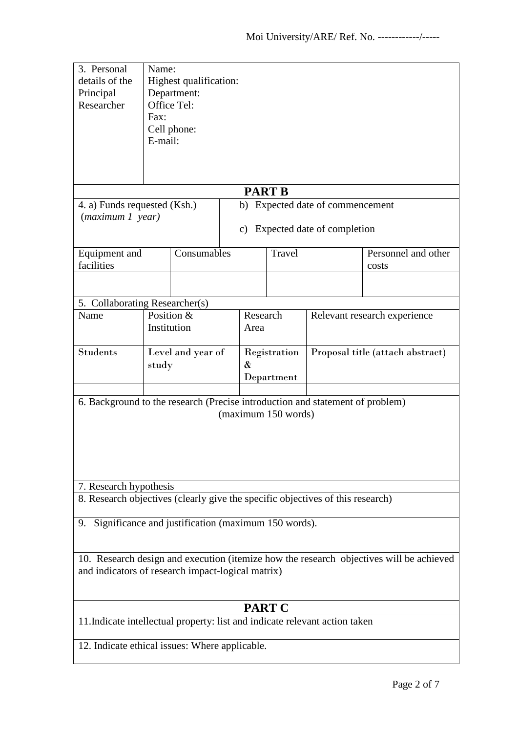| 3. Personal details of the Principal Researcher | Name:<br>Highest qualification:<br>Department:<br>Office Tel:<br>Fax:<br>Cell phone:<br>E-mail: |
|---|---|

## PART B

| 4. a) Funds requested (Ksh.) (*maximum 1 year)* | b) Expected date of commencement<br><br>c) Expected date of completion |
|---|---|

| Equipment and facilities | Consumables | Travel | Personnel and other costs |
|---|---|---|---|
| | | | |

5. Collaborating Researcher(s)

| Name | Position & Institution | Research Area | Relevant research experience |
|---|---|---|---|
| | | | |
| **Students** | **Level and year of study** | **Registration & Department** | **Proposal title (attach abstract)** |
| | | | |

6. Background to the research (Precise introduction and statement of problem) (maximum 150 words)

7. Research hypothesis

8. Research objectives (clearly give the specific objectives of this research)

9. Significance and justification (maximum 150 words).

10. Research design and execution (itemize how the research objectives will be achieved and indicators of research impact-logical matrix)

## PART C

11. Indicate intellectual property: list and indicate relevant action taken

12. Indicate ethical issues: Where applicable.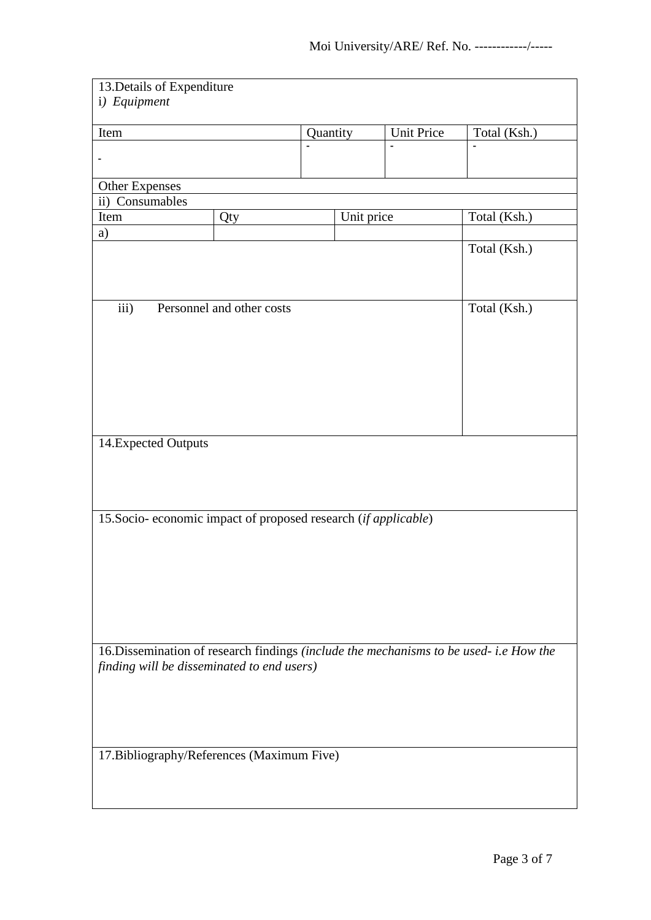13.Details of Expenditure

i*) Equipment*

| Item | Quantity | Unit Price | Total (Ksh.) |
|---|---|---|---|
| - | - | - | - |

Other Expenses

ii) Consumables

| Item | Qty | Unit price | Total (Ksh.) |
|---|---|---|---|
| a) | | | |
| | | | Total (Ksh.) |

| iii) Personnel and other costs | Total (Ksh.) |
|---|---|
| | |

14.Expected Outputs

15.Socio- economic impact of proposed research (*if applicable*)

16.Dissemination of research findings *(include the mechanisms to be used- i.e How the finding will be disseminated to end users)*

17.Bibliography/References (Maximum Five)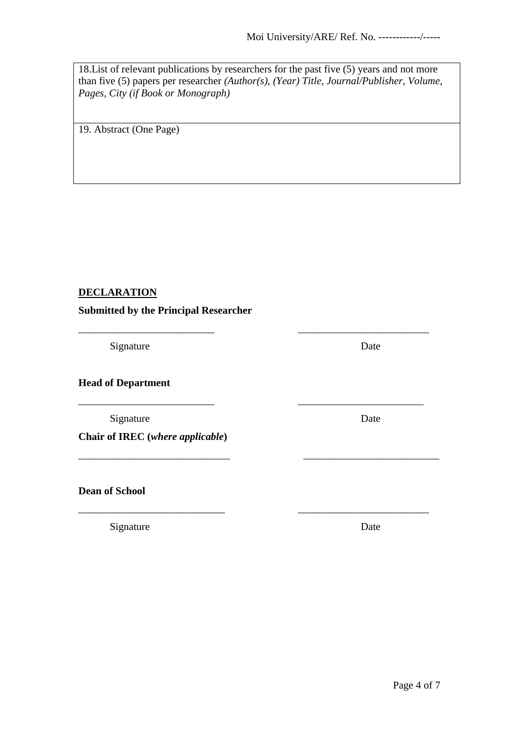| 18.List of relevant publications by researchers for the past five (5) years and not more than five (5) papers per researcher *(Author(s), (Year) Title, Journal/Publisher, Volume, Pages, City (if Book or Monograph)* |
|---|
| 19. Abstract (One Page) |

**DECLARATION**

**Submitted by the Principal Researcher**

___________________________ ___________________________

Signature Date

**Head of Department**

___________________________ ___________________________

Signature Date

**Chair of IREC (*where applicable*)**

___________________________ ___________________________

**Dean of School**

___________________________ ___________________________

Signature Date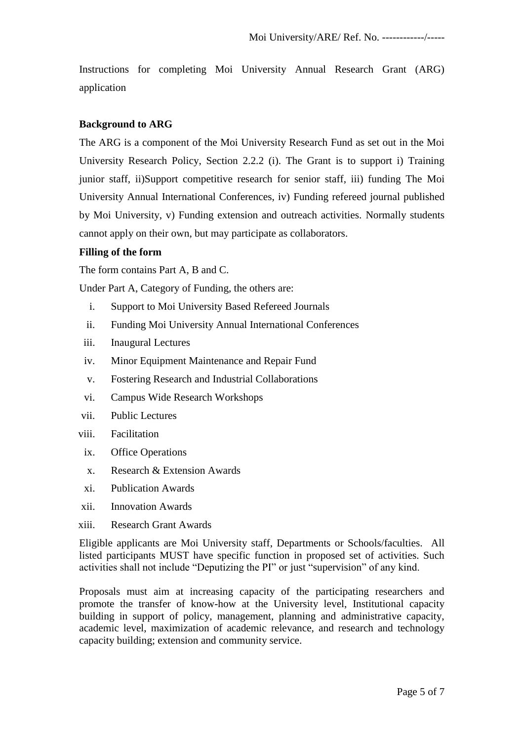Instructions for completing Moi University Annual Research Grant (ARG) application

**Background to ARG**

The ARG is a component of the Moi University Research Fund as set out in the Moi University Research Policy, Section 2.2.2 (i). The Grant is to support i) Training junior staff, ii)Support competitive research for senior staff, iii) funding The Moi University Annual International Conferences, iv) Funding refereed journal published by Moi University, v) Funding extension and outreach activities. Normally students cannot apply on their own, but may participate as collaborators.

**Filling of the form**

The form contains Part A, B and C.

Under Part A, Category of Funding, the others are:

i. Support to Moi University Based Refereed Journals
ii. Funding Moi University Annual International Conferences
iii. Inaugural Lectures
iv. Minor Equipment Maintenance and Repair Fund
v. Fostering Research and Industrial Collaborations
vi. Campus Wide Research Workshops
vii. Public Lectures
viii. Facilitation
ix. Office Operations
x. Research & Extension Awards
xi. Publication Awards
xii. Innovation Awards
xiii. Research Grant Awards

Eligible applicants are Moi University staff, Departments or Schools/faculties. All listed participants MUST have specific function in proposed set of activities. Such activities shall not include "Deputizing the PI" or just "supervision" of any kind.

Proposals must aim at increasing capacity of the participating researchers and promote the transfer of know-how at the University level, Institutional capacity building in support of policy, management, planning and administrative capacity, academic level, maximization of academic relevance, and research and technology capacity building; extension and community service.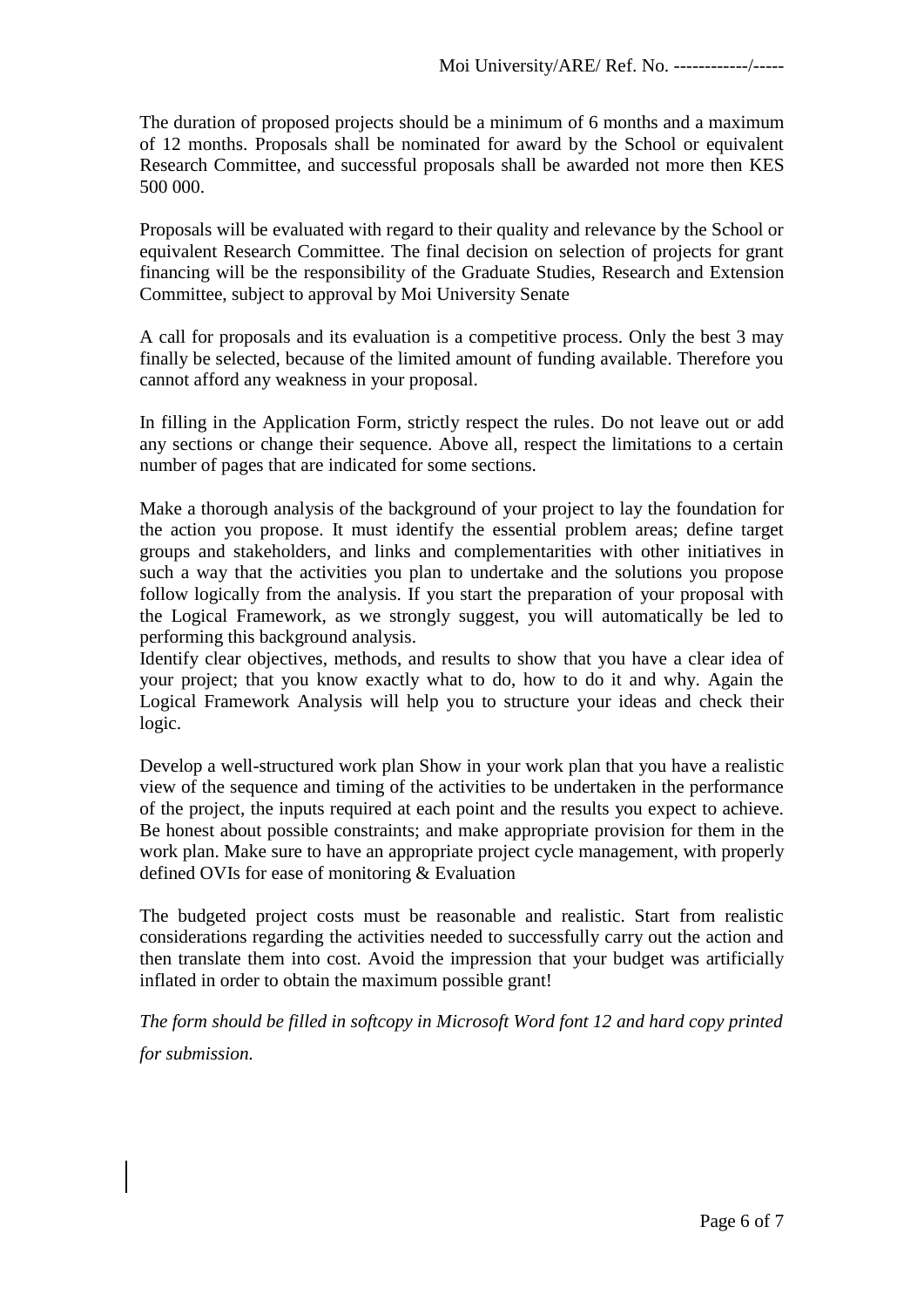The duration of proposed projects should be a minimum of 6 months and a maximum of 12 months. Proposals shall be nominated for award by the School or equivalent Research Committee, and successful proposals shall be awarded not more then KES 500 000.

Proposals will be evaluated with regard to their quality and relevance by the School or equivalent Research Committee. The final decision on selection of projects for grant financing will be the responsibility of the Graduate Studies, Research and Extension Committee, subject to approval by Moi University Senate

A call for proposals and its evaluation is a competitive process. Only the best 3 may finally be selected, because of the limited amount of funding available. Therefore you cannot afford any weakness in your proposal.

In filling in the Application Form, strictly respect the rules. Do not leave out or add any sections or change their sequence. Above all, respect the limitations to a certain number of pages that are indicated for some sections.

Make a thorough analysis of the background of your project to lay the foundation for the action you propose. It must identify the essential problem areas; define target groups and stakeholders, and links and complementarities with other initiatives in such a way that the activities you plan to undertake and the solutions you propose follow logically from the analysis. If you start the preparation of your proposal with the Logical Framework, as we strongly suggest, you will automatically be led to performing this background analysis.
Identify clear objectives, methods, and results to show that you have a clear idea of your project; that you know exactly what to do, how to do it and why. Again the Logical Framework Analysis will help you to structure your ideas and check their logic.

Develop a well-structured work plan Show in your work plan that you have a realistic view of the sequence and timing of the activities to be undertaken in the performance of the project, the inputs required at each point and the results you expect to achieve. Be honest about possible constraints; and make appropriate provision for them in the work plan. Make sure to have an appropriate project cycle management, with properly defined OVIs for ease of monitoring & Evaluation

The budgeted project costs must be reasonable and realistic. Start from realistic considerations regarding the activities needed to successfully carry out the action and then translate them into cost. Avoid the impression that your budget was artificially inflated in order to obtain the maximum possible grant!

*The form should be filled in softcopy in Microsoft Word font 12 and hard copy printed for submission.*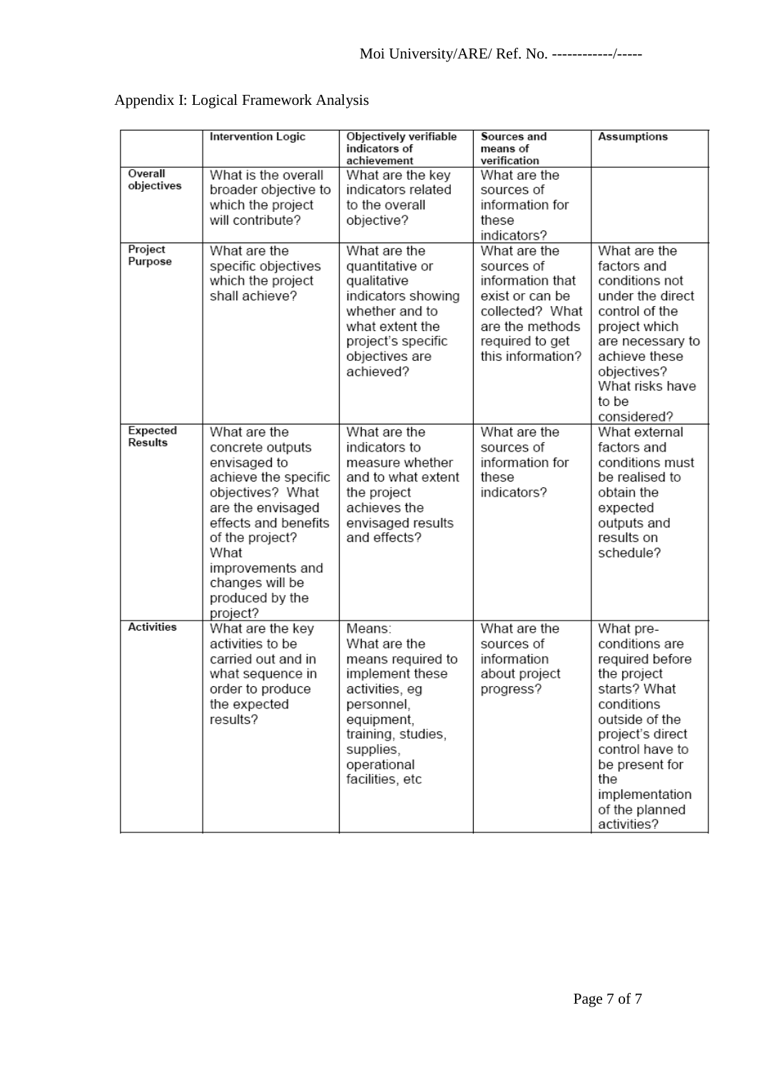Appendix I: Logical Framework Analysis

| | Intervention Logic | Objectively verifiable indicators of achievement | Sources and means of verification | Assumptions |
|---|---|---|---|---|
| **Overall objectives** | What is the overall broader objective to which the project will contribute? | What are the key indicators related to the overall objective? | What are the sources of information for these indicators? | |
| **Project Purpose** | What are the specific objectives which the project shall achieve? | What are the quantitative or qualitative indicators showing whether and to what extent the project's specific objectives are achieved? | What are the sources of information that exist or can be collected? What are the methods required to get this information? | What are the factors and conditions not under the direct control of the project which are necessary to achieve these objectives? What risks have to be considered? |
| **Expected Results** | What are the concrete outputs envisaged to achieve the specific objectives? What are the envisaged effects and benefits of the project? What improvements and changes will be produced by the project? | What are the indicators to measure whether and to what extent the project achieves the envisaged results and effects? | What are the sources of information for these indicators? | What external factors and conditions must be realised to obtain the expected outputs and results on schedule? |
| **Activities** | What are the key activities to be carried out and in what sequence in order to produce the expected results? | Means: What are the means required to implement these activities, eg personnel, equipment, training, studies, supplies, operational facilities, etc | What are the sources of information about project progress? | What pre-conditions are required before the project starts? What conditions outside of the project's direct control have to be present for the implementation of the planned activities? |